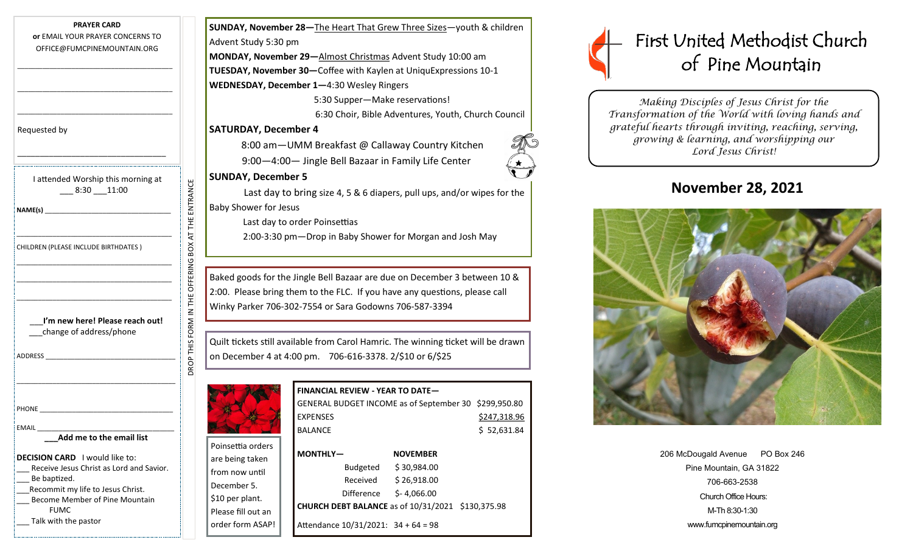**PRAYER CARD**
**or** EMAIL YOUR PRAYER CONCERNS TO OFFICE@FUMCPINEMOUNTAIN.ORG

________________________________

________________________________

________________________________

Requested by

________________________________

I attended Worship this morning at
___ 8:30 ___11:00

**NAME(s)** ________________________________

________________________________

CHILDREN (PLEASE INCLUDE BIRTHDATES )

________________________________

________________________________

________________________________

___**I'm new here! Please reach out!**
___change of address/phone

ADDRESS ________________________________

________________________________

PHONE ________________________________

EMAIL ________________________________

___**Add me to the email list**

**DECISION CARD** I would like to:
___ Receive Jesus Christ as Lord and Savior.
___ Be baptized.
___Recommit my life to Jesus Christ.
___ Become Member of Pine Mountain FUMC
___ Talk with the pastor

DROP THIS FORM IN THE OFFERING BOX AT THE ENTRANCE

**SUNDAY, November 28—**The Heart That Grew Three Sizes—youth & children Advent Study 5:30 pm

**MONDAY, November 29—**Almost Christmas Advent Study 10:00 am

**TUESDAY, November 30—**Coffee with Kaylen at UniquExpressions 10-1

**WEDNESDAY, December 1—**4:30 Wesley Ringers
5:30 Supper—Make reservations!
6:30 Choir, Bible Adventures, Youth, Church Council

**SATURDAY, December 4**
8:00 am—UMM Breakfast @ Callaway Country Kitchen
9:00—4:00— Jingle Bell Bazaar in Family Life Center

**SUNDAY, December 5**
Last day to bring size 4, 5 & 6 diapers, pull ups, and/or wipes for the Baby Shower for Jesus
Last day to order Poinsettias
2:00-3:30 pm—Drop in Baby Shower for Morgan and Josh May

Baked goods for the Jingle Bell Bazaar are due on December 3 between 10 & 2:00. Please bring them to the FLC. If you have any questions, please call Winky Parker 706-302-7554 or Sara Godowns 706-587-3394

Quilt tickets still available from Carol Hamric. The winning ticket will be drawn on December 4 at 4:00 pm. 706-616-3378. 2/$10 or 6/$25

Poinsettia orders are being taken from now until December 5. $10 per plant. Please fill out an order form ASAP!

**FINANCIAL REVIEW - YEAR TO DATE—**

| | |
|---|---|
| GENERAL BUDGET INCOME as of September 30 | $299,950.80 |
| EXPENSES | $247,318.96 |
| BALANCE | $ 52,631.84 |

| **MONTHLY—** | **NOVEMBER** |
|---|---|
| Budgeted | $ 30,984.00 |
| Received | $ 26,918.00 |
| Difference | $- 4,066.00 |

**CHURCH DEBT BALANCE** as of 10/31/2021 $130,375.98

Attendance 10/31/2021: 34 + 64 = 98

# First United Methodist Church of Pine Mountain

*Making Disciples of Jesus Christ for the Transformation of the World with loving hands and grateful hearts through inviting, reaching, serving, growing & learning, and worshipping our Lord Jesus Christ!*

## November 28, 2021

206 McDougald Avenue PO Box 246
Pine Mountain, GA 31822
706-663-2538
Church Office Hours:
M-Th 8:30-1:30
www.fumcpinemountain.org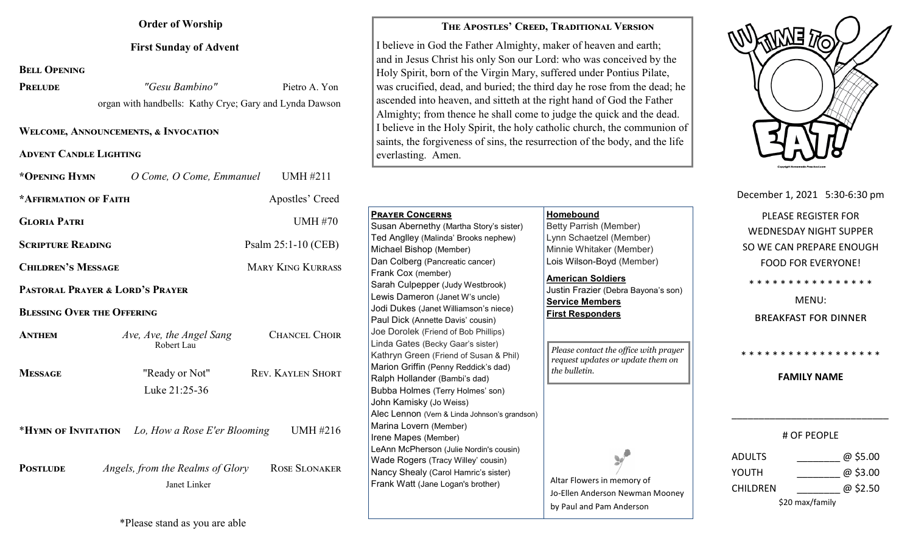## Order of Worship

### First Sunday of Advent

**Bell Opening**

**Prelude** — *"Gesu Bambino"* — Pietro A. Yon
organ with handbells: Kathy Crye; Gary and Lynda Dawson

**Welcome, Announcements, & Invocation**

**Advent Candle Lighting**

**\*Opening Hymn** — *O Come, O Come, Emmanuel* — UMH #211

**\*Affirmation of Faith** — Apostles' Creed

**Gloria Patri** — UMH #70

**Scripture Reading** — Psalm 25:1-10 (CEB)

**Children's Message** — Mary King Kurrass

**Pastoral Prayer & Lord's Prayer**

**Blessing Over the Offering**

**Anthem** — *Ave, Ave, the Angel Sang* — Robert Lau — Chancel Choir

**Message** — "Ready or Not" — Luke 21:25-36 — Rev. Kaylen Short

**\*Hymn of Invitation** — *Lo, How a Rose E'er Blooming* — UMH #216

**Postlude** — *Angels, from the Realms of Glory* — Janet Linker — Rose Slonaker

\*Please stand as you are able

### The Apostles' Creed, Traditional Version

I believe in God the Father Almighty, maker of heaven and earth; and in Jesus Christ his only Son our Lord: who was conceived by the Holy Spirit, born of the Virgin Mary, suffered under Pontius Pilate, was crucified, dead, and buried; the third day he rose from the dead; he ascended into heaven, and sitteth at the right hand of God the Father Almighty; from thence he shall come to judge the quick and the dead. I believe in the Holy Spirit, the holy catholic church, the communion of saints, the forgiveness of sins, the resurrection of the body, and the life everlasting. Amen.

**Prayer Concerns**

- Susan Abernethy (Martha Story's sister)
- Ted Anglley (Malinda' Brooks nephew)
- Michael Bishop (Member)
- Dan Colberg (Pancreatic cancer)
- Frank Cox (member)
- Sarah Culpepper (Judy Westbrook)
- Lewis Dameron (Janet W's uncle)
- Jodi Dukes (Janet Williamson's niece)
- Paul Dick (Annette Davis' cousin)
- Joe Dorolek (Friend of Bob Phillips)
- Linda Gates (Becky Gaar's sister)
- Kathryn Green (Friend of Susan & Phil)
- Marion Griffin (Penny Reddick's dad)
- Ralph Hollander (Bambi's dad)
- Bubba Holmes (Terry Holmes' son)
- John Kamisky (Jo Weiss)
- Alec Lennon (Vern & Linda Johnson's grandson)
- Marina Lovern (Member)
- Irene Mapes (Member)
- LeAnn McPherson (Julie Nordin's cousin)
- Wade Rogers (Tracy Willey' cousin)
- Nancy Shealy (Carol Hamric's sister)
- Frank Watt (Jane Logan's brother)

**Homebound**

- Betty Parrish (Member)
- Lynn Schaetzel (Member)
- Minnie Whitaker (Member)
- Lois Wilson-Boyd (Member)

**American Soldiers**

- Justin Frazier (Debra Bayona's son)

**Service Members**

**First Responders**

*Please contact the office with prayer request updates or update them on the bulletin.*

Altar Flowers in memory of Jo-Ellen Anderson Newman Mooney by Paul and Pam Anderson

## TIME TO EAT!

December 1, 2021 5:30-6:30 pm

PLEASE REGISTER FOR WEDNESDAY NIGHT SUPPER SO WE CAN PREPARE ENOUGH FOOD FOR EVERYONE!

\* \* \* \* \* \* \* \* \* \* \* \* \* \* \* \*

MENU:

BREAKFAST FOR DINNER

\* \* \* \* \* \* \* \* \* \* \* \* \* \* \* \* \*

**FAMILY NAME**

______________________________

# OF PEOPLE

| | | |
|---|---|---|
| ADULTS | ________ | @ $5.00 |
| YOUTH | ________ | @ $3.00 |
| CHILDREN | ________ | @ $2.50 |

$20 max/family